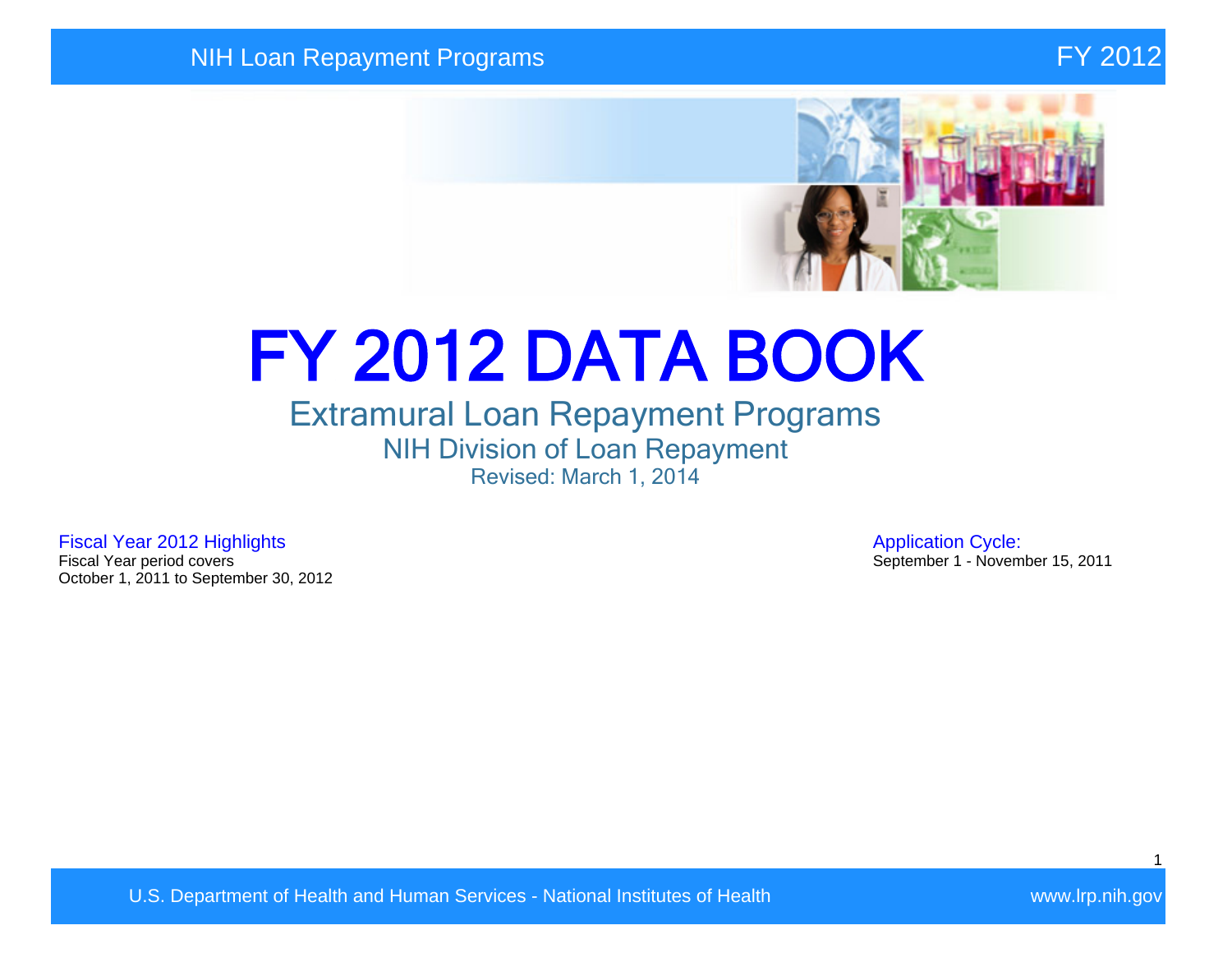# FY 2012 DATA BOOK

## Extramural Loan Repayment Programs

### NIH Division of Loan Repayment

Revised: March 1, 2014

**Fiscal Year 2012 Highlights**

Fiscal Year period covers
October 1, 2011 to September 30, 2012

**Application Cycle:**

September 1 - November 15, 2011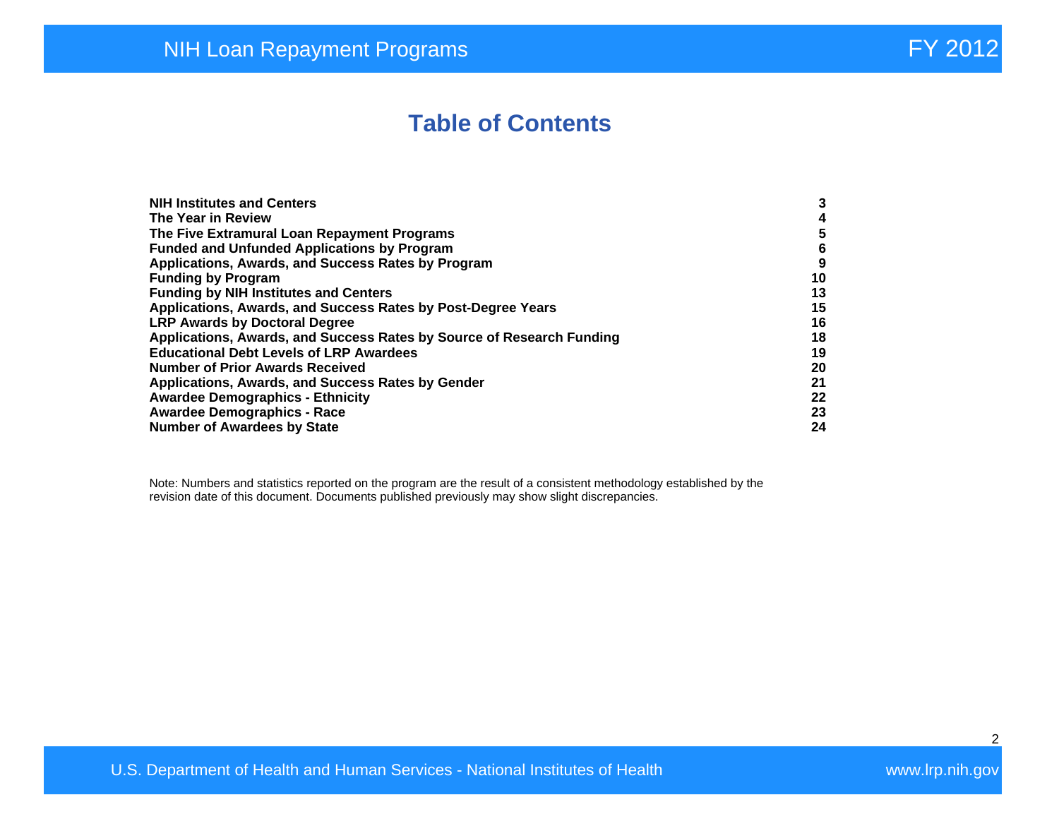# Table of Contents

| | |
|---|---|
| **NIH Institutes and Centers** | **3** |
| **The Year in Review** | **4** |
| **The Five Extramural Loan Repayment Programs** | **5** |
| **Funded and Unfunded Applications by Program** | **6** |
| **Applications, Awards, and Success Rates by Program** | **9** |
| **Funding by Program** | **10** |
| **Funding by NIH Institutes and Centers** | **13** |
| **Applications, Awards, and Success Rates by Post-Degree Years** | **15** |
| **LRP Awards by Doctoral Degree** | **16** |
| **Applications, Awards, and Success Rates by Source of Research Funding** | **18** |
| **Educational Debt Levels of LRP Awardees** | **19** |
| **Number of Prior Awards Received** | **20** |
| **Applications, Awards, and Success Rates by Gender** | **21** |
| **Awardee Demographics - Ethnicity** | **22** |
| **Awardee Demographics - Race** | **23** |
| **Number of Awardees by State** | **24** |

Note: Numbers and statistics reported on the program are the result of a consistent methodology established by the revision date of this document. Documents published previously may show slight discrepancies.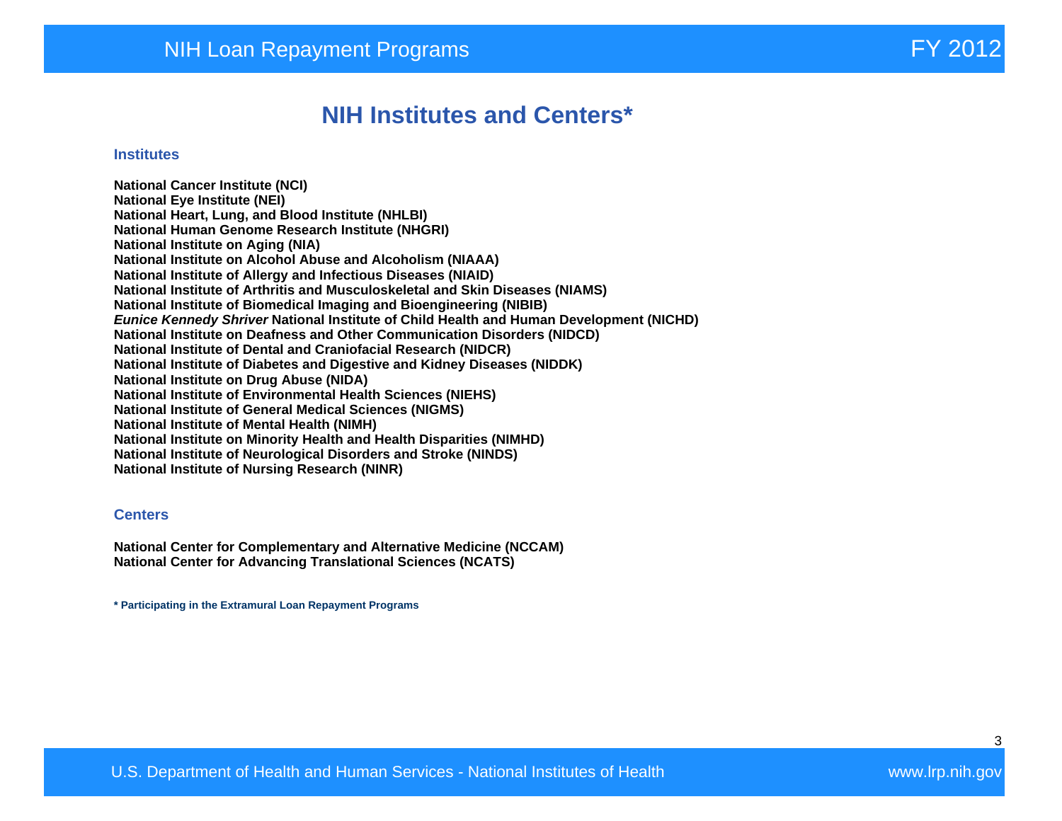# NIH Institutes and Centers*

## Institutes

**National Cancer Institute (NCI)**
**National Eye Institute (NEI)**
**National Heart, Lung, and Blood Institute (NHLBI)**
**National Human Genome Research Institute (NHGRI)**
**National Institute on Aging (NIA)**
**National Institute on Alcohol Abuse and Alcoholism (NIAAA)**
**National Institute of Allergy and Infectious Diseases (NIAID)**
**National Institute of Arthritis and Musculoskeletal and Skin Diseases (NIAMS)**
**National Institute of Biomedical Imaging and Bioengineering (NIBIB)**
***Eunice Kennedy Shriver* National Institute of Child Health and Human Development (NICHD)**
**National Institute on Deafness and Other Communication Disorders (NIDCD)**
**National Institute of Dental and Craniofacial Research (NIDCR)**
**National Institute of Diabetes and Digestive and Kidney Diseases (NIDDK)**
**National Institute on Drug Abuse (NIDA)**
**National Institute of Environmental Health Sciences (NIEHS)**
**National Institute of General Medical Sciences (NIGMS)**
**National Institute of Mental Health (NIMH)**
**National Institute on Minority Health and Health Disparities (NIMHD)**
**National Institute of Neurological Disorders and Stroke (NINDS)**
**National Institute of Nursing Research (NINR)**

## Centers

**National Center for Complementary and Alternative Medicine (NCCAM)**
**National Center for Advancing Translational Sciences (NCATS)**

**\* Participating in the Extramural Loan Repayment Programs**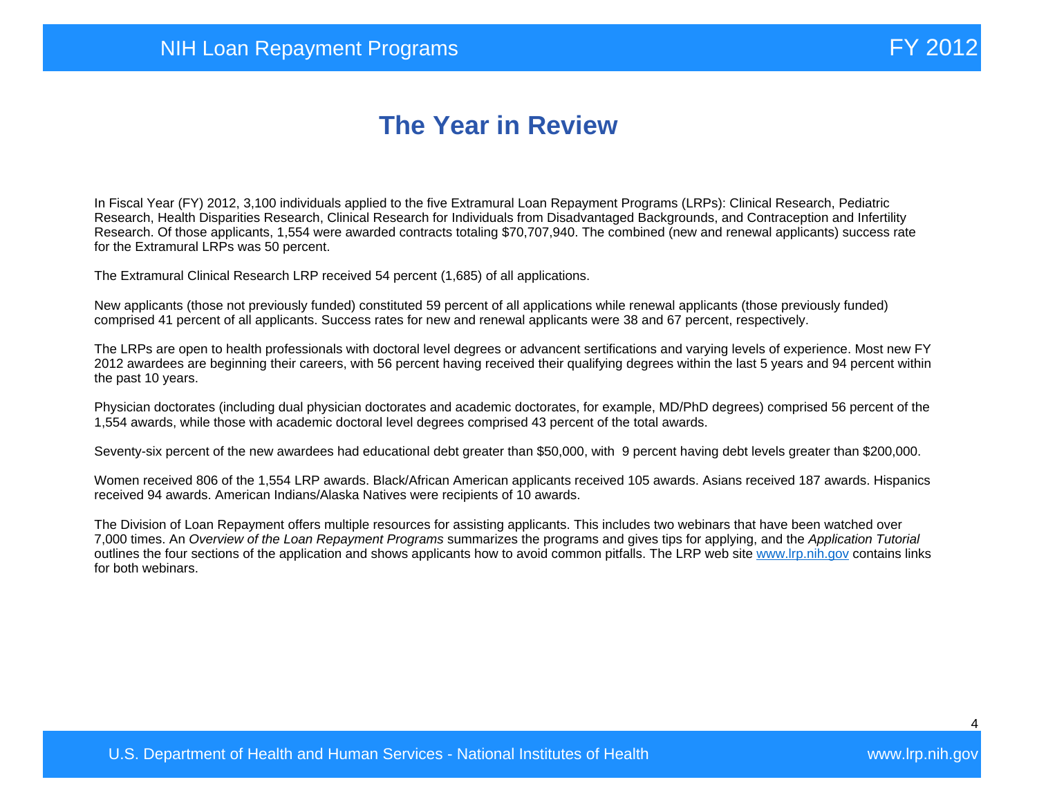# The Year in Review

In Fiscal Year (FY) 2012, 3,100 individuals applied to the five Extramural Loan Repayment Programs (LRPs): Clinical Research, Pediatric Research, Health Disparities Research, Clinical Research for Individuals from Disadvantaged Backgrounds, and Contraception and Infertility Research. Of those applicants, 1,554 were awarded contracts totaling $70,707,940. The combined (new and renewal applicants) success rate for the Extramural LRPs was 50 percent.

The Extramural Clinical Research LRP received 54 percent (1,685) of all applications.

New applicants (those not previously funded) constituted 59 percent of all applications while renewal applicants (those previously funded) comprised 41 percent of all applicants. Success rates for new and renewal applicants were 38 and 67 percent, respectively.

The LRPs are open to health professionals with doctoral level degrees or advancent sertifications and varying levels of experience. Most new FY 2012 awardees are beginning their careers, with 56 percent having received their qualifying degrees within the last 5 years and 94 percent within the past 10 years.

Physician doctorates (including dual physician doctorates and academic doctorates, for example, MD/PhD degrees) comprised 56 percent of the 1,554 awards, while those with academic doctoral level degrees comprised 43 percent of the total awards.

Seventy-six percent of the new awardees had educational debt greater than $50,000, with 9 percent having debt levels greater than $200,000.

Women received 806 of the 1,554 LRP awards. Black/African American applicants received 105 awards. Asians received 187 awards. Hispanics received 94 awards. American Indians/Alaska Natives were recipients of 10 awards.

The Division of Loan Repayment offers multiple resources for assisting applicants. This includes two webinars that have been watched over 7,000 times. An *Overview of the Loan Repayment Programs* summarizes the programs and gives tips for applying, and the *Application Tutorial* outlines the four sections of the application and shows applicants how to avoid common pitfalls. The LRP web site [www.lrp.nih.gov](http://www.lrp.nih.gov) contains links for both webinars.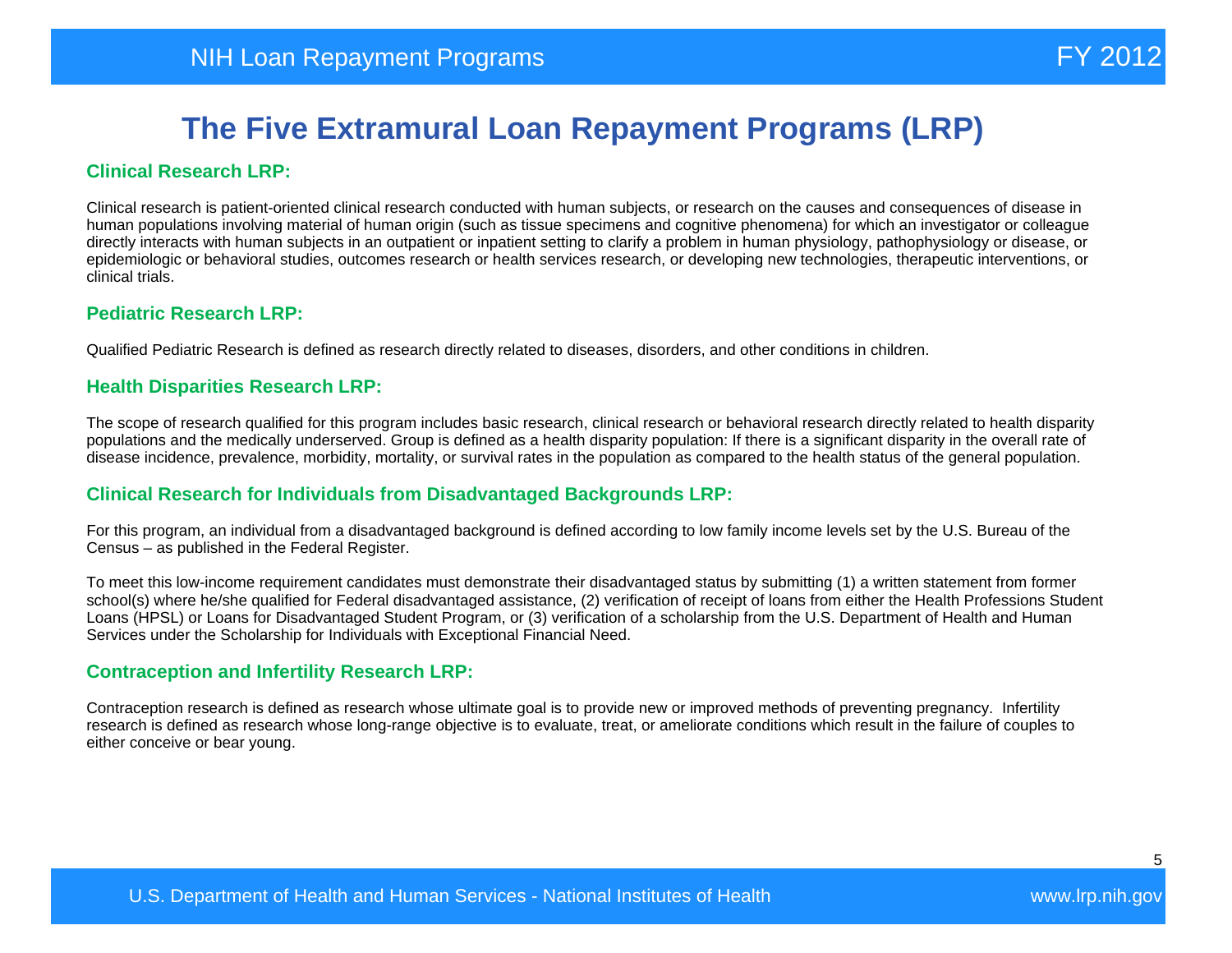# The Five Extramural Loan Repayment Programs (LRP)

## Clinical Research LRP:

Clinical research is patient-oriented clinical research conducted with human subjects, or research on the causes and consequences of disease in human populations involving material of human origin (such as tissue specimens and cognitive phenomena) for which an investigator or colleague directly interacts with human subjects in an outpatient or inpatient setting to clarify a problem in human physiology, pathophysiology or disease, or epidemiologic or behavioral studies, outcomes research or health services research, or developing new technologies, therapeutic interventions, or clinical trials.

## Pediatric Research LRP:

Qualified Pediatric Research is defined as research directly related to diseases, disorders, and other conditions in children.

## Health Disparities Research LRP:

The scope of research qualified for this program includes basic research, clinical research or behavioral research directly related to health disparity populations and the medically underserved. Group is defined as a health disparity population: If there is a significant disparity in the overall rate of disease incidence, prevalence, morbidity, mortality, or survival rates in the population as compared to the health status of the general population.

## Clinical Research for Individuals from Disadvantaged Backgrounds LRP:

For this program, an individual from a disadvantaged background is defined according to low family income levels set by the U.S. Bureau of the Census – as published in the Federal Register.

To meet this low-income requirement candidates must demonstrate their disadvantaged status by submitting (1) a written statement from former school(s) where he/she qualified for Federal disadvantaged assistance, (2) verification of receipt of loans from either the Health Professions Student Loans (HPSL) or Loans for Disadvantaged Student Program, or (3) verification of a scholarship from the U.S. Department of Health and Human Services under the Scholarship for Individuals with Exceptional Financial Need.

## Contraception and Infertility Research LRP:

Contraception research is defined as research whose ultimate goal is to provide new or improved methods of preventing pregnancy. Infertility research is defined as research whose long-range objective is to evaluate, treat, or ameliorate conditions which result in the failure of couples to either conceive or bear young.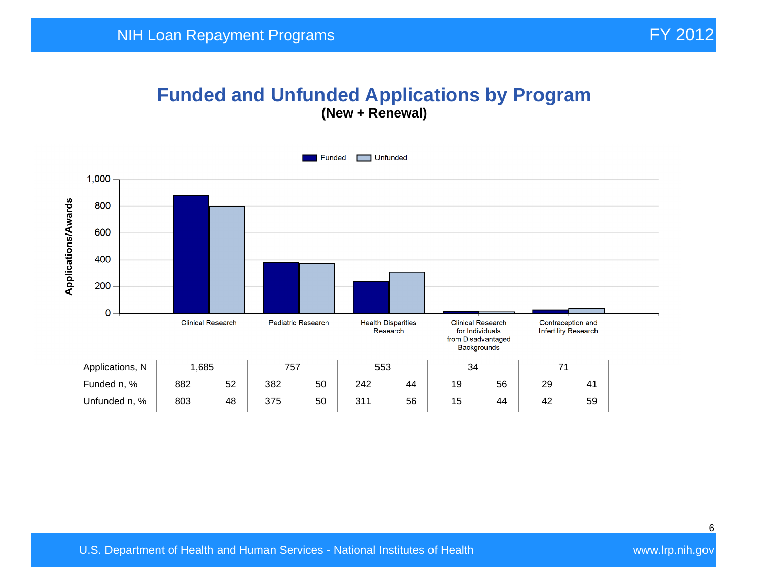# Funded and Unfunded Applications by Program

**(New + Renewal)**

| | Clinical Research | | Pediatric Research | | Health Disparities Research | | Clinical Research for Individuals from Disadvantaged Backgrounds | | Contraception and Infertility Research | |
|---|---|---|---|---|---|---|---|---|---|---|
| Applications, N | 1,685 | | 757 | | 553 | | 34 | | 71 | |
| Funded n, % | 882 | 52 | 382 | 50 | 242 | 44 | 19 | 56 | 29 | 41 |
| Unfunded n, % | 803 | 48 | 375 | 50 | 311 | 56 | 15 | 44 | 42 | 59 |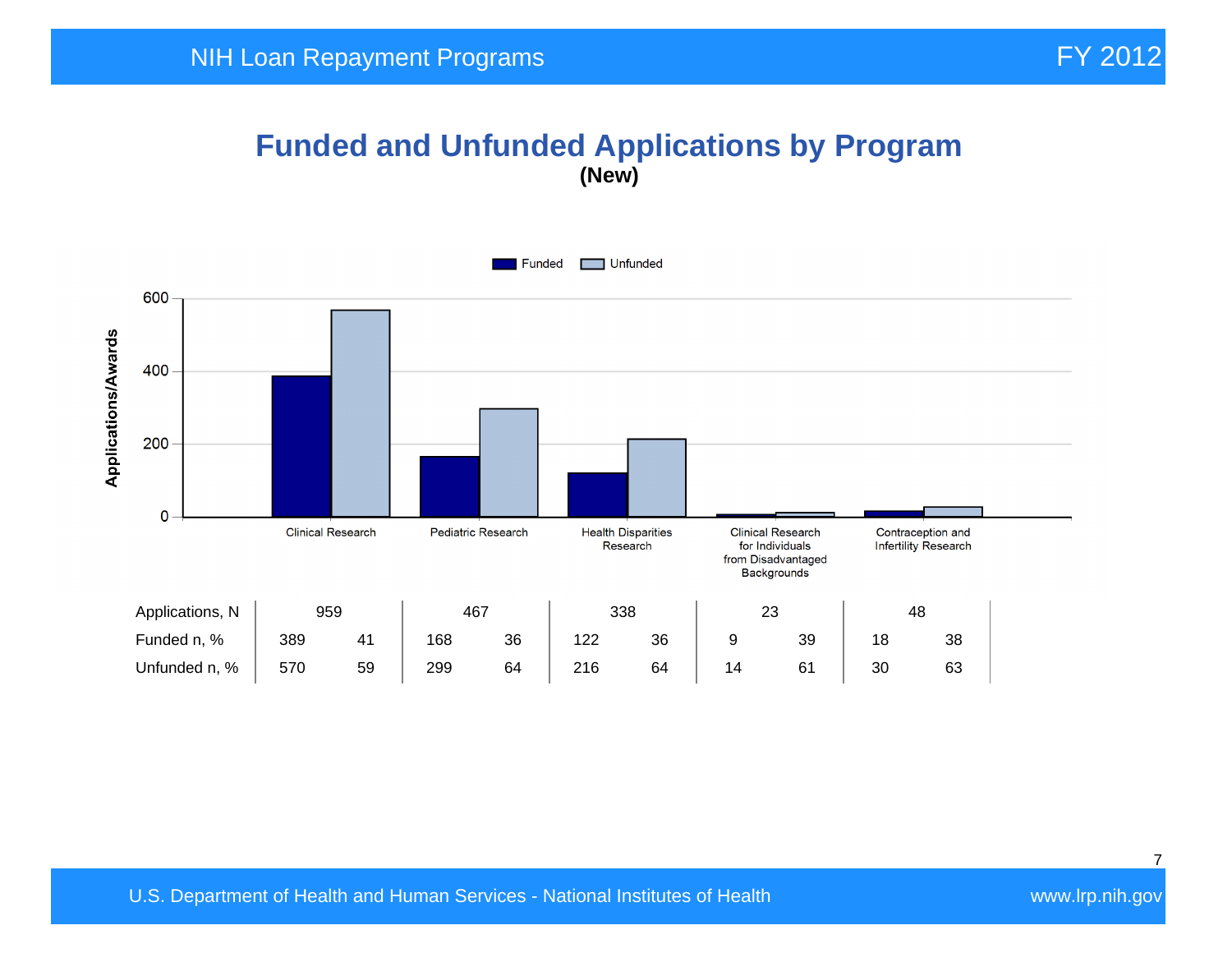# Funded and Unfunded Applications by Program

**(New)**

| | Clinical Research | | Pediatric Research | | Health Disparities Research | | Clinical Research for Individuals from Disadvantaged Backgrounds | | Contraception and Infertility Research | |
|---|---|---|---|---|---|---|---|---|---|---|
| Applications, N | 959 | | 467 | | 338 | | 23 | | 48 | |
| Funded n, % | 389 | 41 | 168 | 36 | 122 | 36 | 9 | 39 | 18 | 38 |
| Unfunded n, % | 570 | 59 | 299 | 64 | 216 | 64 | 14 | 61 | 30 | 63 |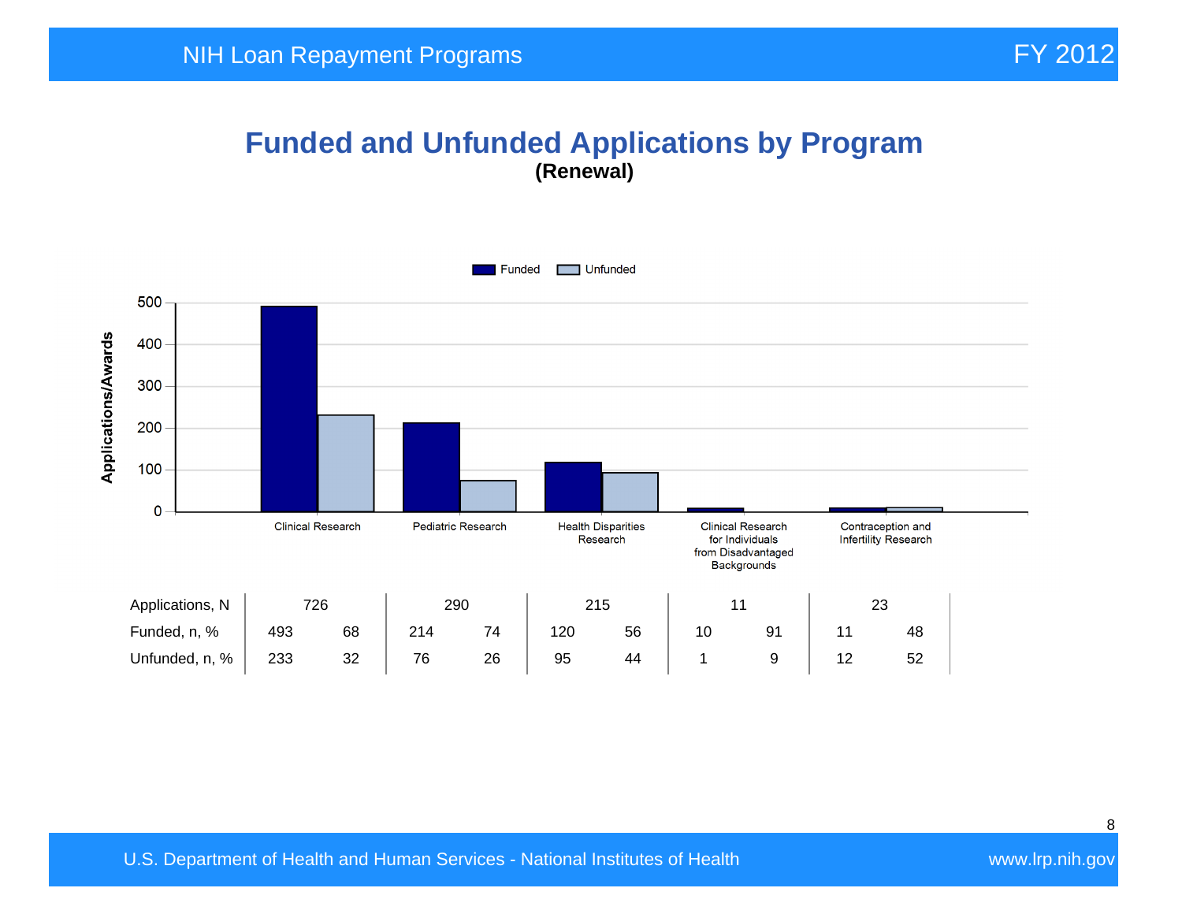# Funded and Unfunded Applications by Program

**(Renewal)**

| | Clinical Research | | Pediatric Research | | Health Disparities Research | | Clinical Research for Individuals from Disadvantaged Backgrounds | | Contraception and Infertility Research | |
|---|---|---|---|---|---|---|---|---|---|---|
| Applications, N | 726 | | 290 | | 215 | | 11 | | 23 | |
| Funded, n, % | 493 | 68 | 214 | 74 | 120 | 56 | 10 | 91 | 11 | 48 |
| Unfunded, n, % | 233 | 32 | 76 | 26 | 95 | 44 | 1 | 9 | 12 | 52 |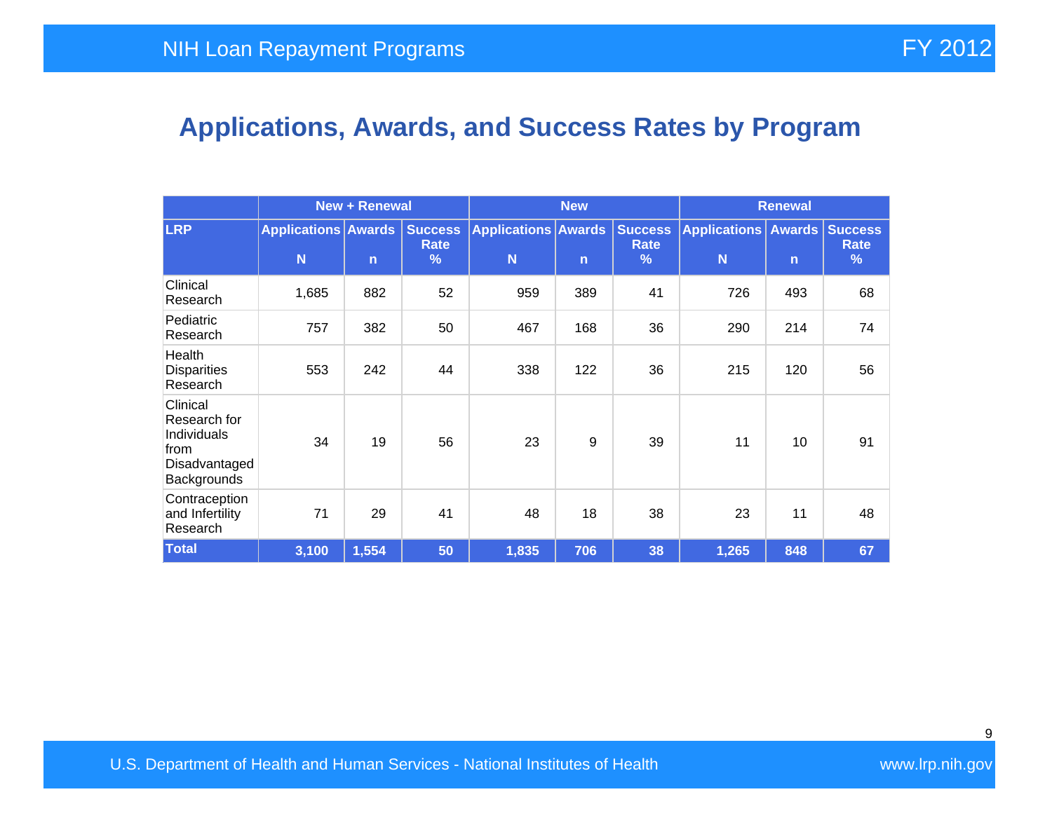## Applications, Awards, and Success Rates by Program

| | New + Renewal | | | New | | | Renewal | | |
|---|---|---|---|---|---|---|---|---|---|
| LRP | Applications N | Awards n | Success Rate % | Applications N | Awards n | Success Rate % | Applications N | Awards n | Success Rate % |
| Clinical Research | 1,685 | 882 | 52 | 959 | 389 | 41 | 726 | 493 | 68 |
| Pediatric Research | 757 | 382 | 50 | 467 | 168 | 36 | 290 | 214 | 74 |
| Health Disparities Research | 553 | 242 | 44 | 338 | 122 | 36 | 215 | 120 | 56 |
| Clinical Research for Individuals from Disadvantaged Backgrounds | 34 | 19 | 56 | 23 | 9 | 39 | 11 | 10 | 91 |
| Contraception and Infertility Research | 71 | 29 | 41 | 48 | 18 | 38 | 23 | 11 | 48 |
| **Total** | **3,100** | **1,554** | **50** | **1,835** | **706** | **38** | **1,265** | **848** | **67** |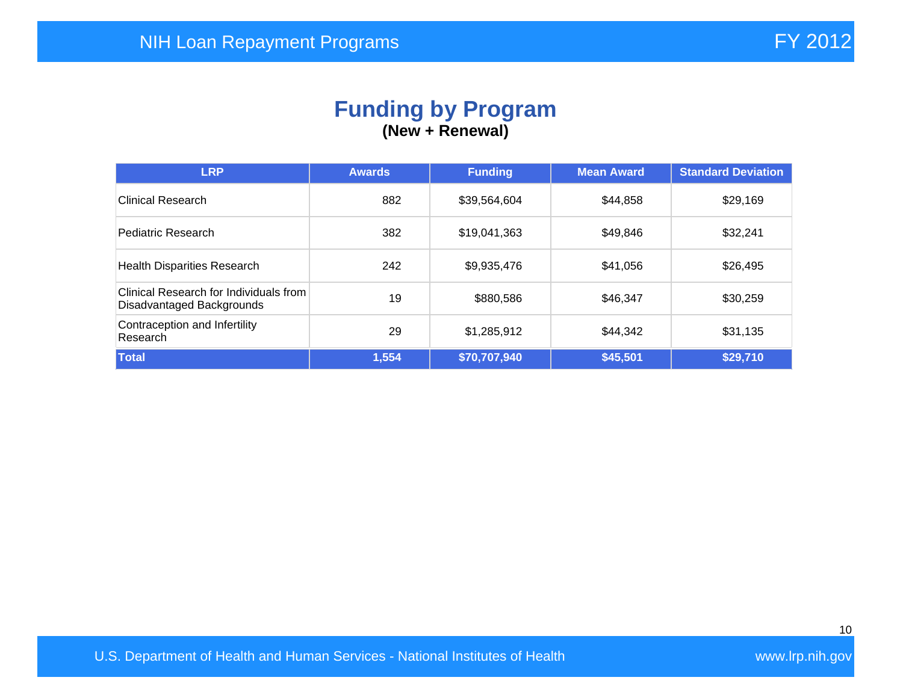# Funding by Program

**(New + Renewal)**

| LRP | Awards | Funding | Mean Award | Standard Deviation |
|---|---|---|---|---|
| Clinical Research | 882 | $39,564,604 | $44,858 | $29,169 |
| Pediatric Research | 382 | $19,041,363 | $49,846 | $32,241 |
| Health Disparities Research | 242 | $9,935,476 | $41,056 | $26,495 |
| Clinical Research for Individuals from Disadvantaged Backgrounds | 19 | $880,586 | $46,347 | $30,259 |
| Contraception and Infertility Research | 29 | $1,285,912 | $44,342 | $31,135 |
| **Total** | **1,554** | **$70,707,940** | **$45,501** | **$29,710** |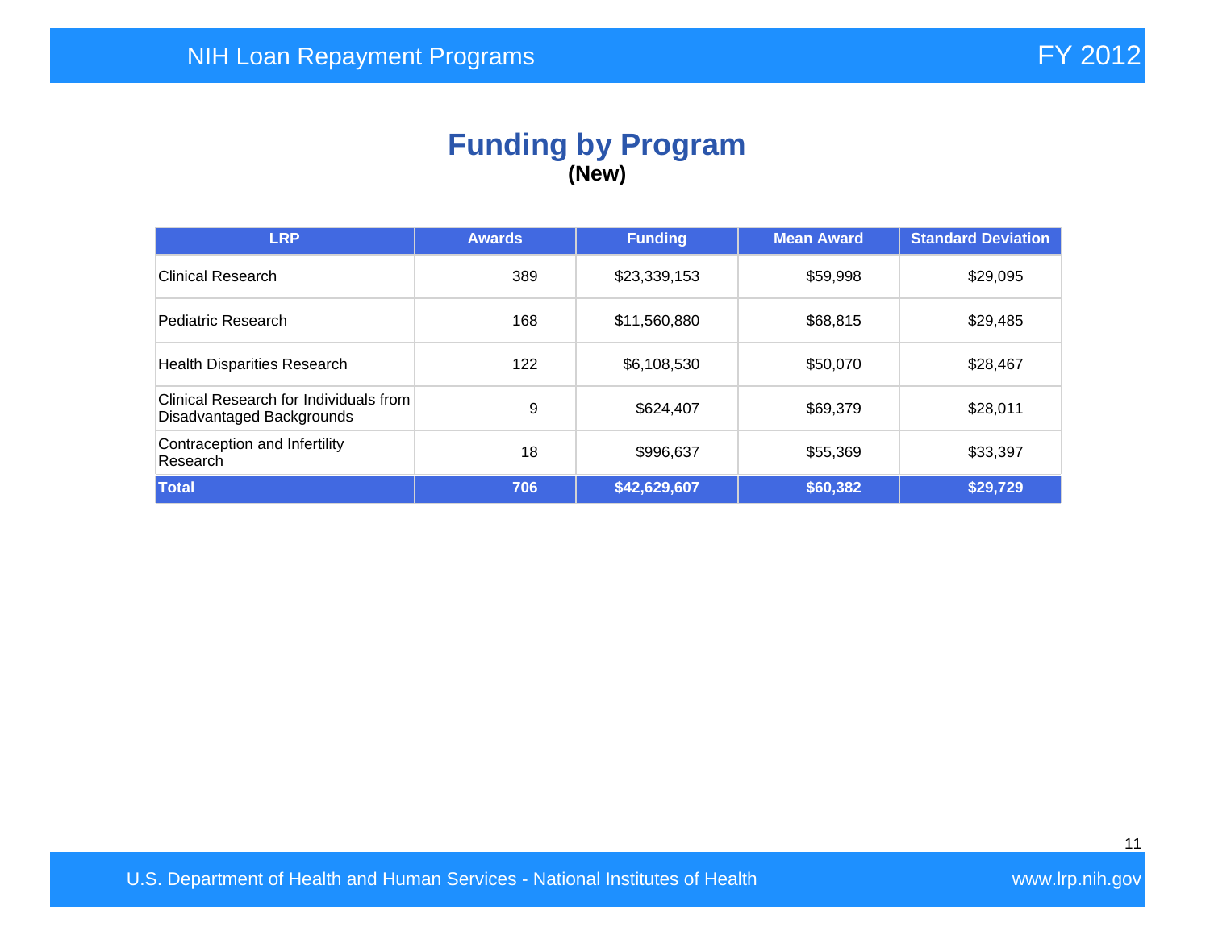# Funding by Program

**(New)**

| LRP | Awards | Funding | Mean Award | Standard Deviation |
|---|---|---|---|---|
| Clinical Research | 389 | $23,339,153 | $59,998 | $29,095 |
| Pediatric Research | 168 | $11,560,880 | $68,815 | $29,485 |
| Health Disparities Research | 122 | $6,108,530 | $50,070 | $28,467 |
| Clinical Research for Individuals from Disadvantaged Backgrounds | 9 | $624,407 | $69,379 | $28,011 |
| Contraception and Infertility Research | 18 | $996,637 | $55,369 | $33,397 |
| **Total** | **706** | **$42,629,607** | **$60,382** | **$29,729** |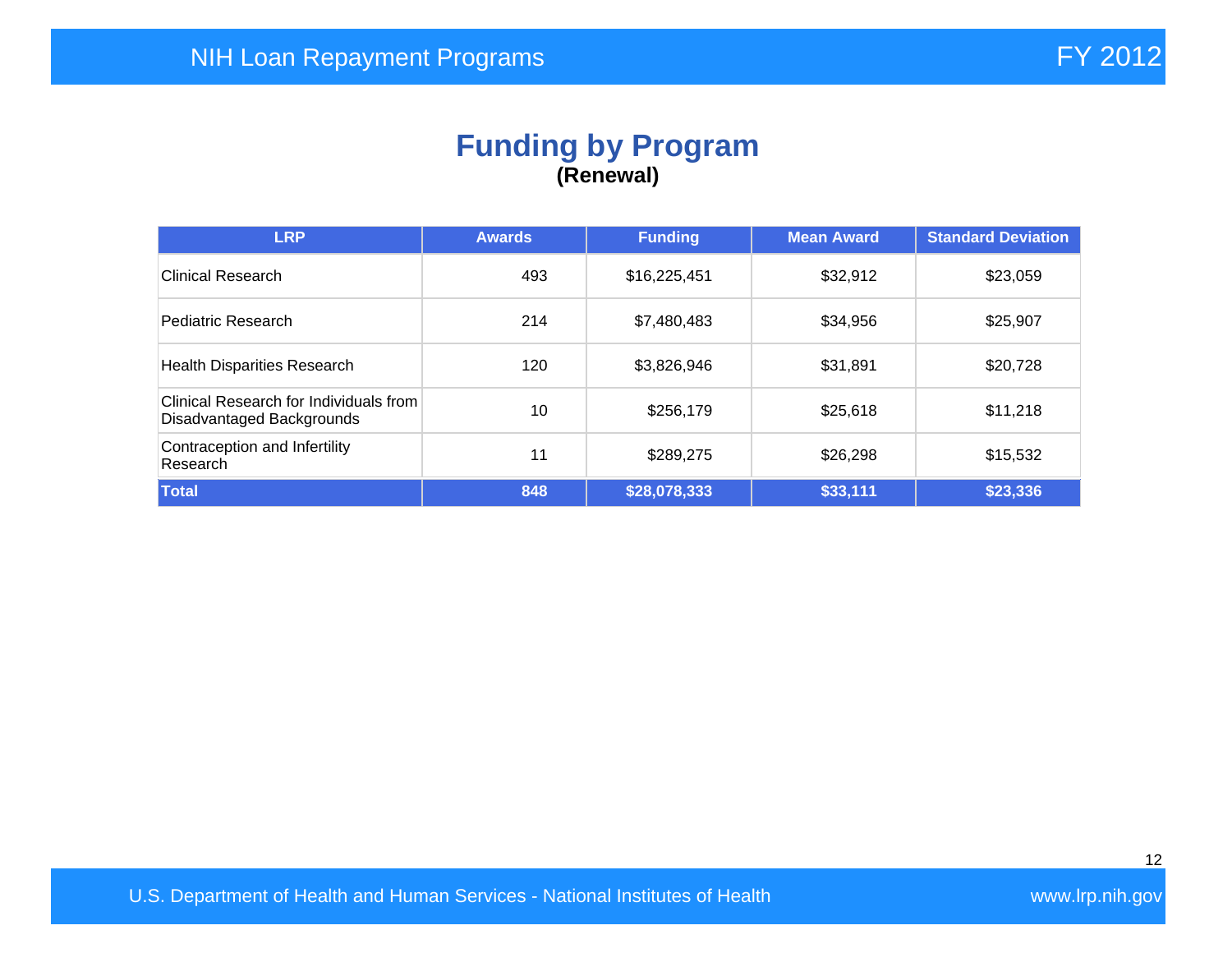# Funding by Program

**(Renewal)**

| LRP | Awards | Funding | Mean Award | Standard Deviation |
|---|---|---|---|---|
| Clinical Research | 493 | $16,225,451 | $32,912 | $23,059 |
| Pediatric Research | 214 | $7,480,483 | $34,956 | $25,907 |
| Health Disparities Research | 120 | $3,826,946 | $31,891 | $20,728 |
| Clinical Research for Individuals from Disadvantaged Backgrounds | 10 | $256,179 | $25,618 | $11,218 |
| Contraception and Infertility Research | 11 | $289,275 | $26,298 | $15,532 |
| **Total** | **848** | **$28,078,333** | **$33,111** | **$23,336** |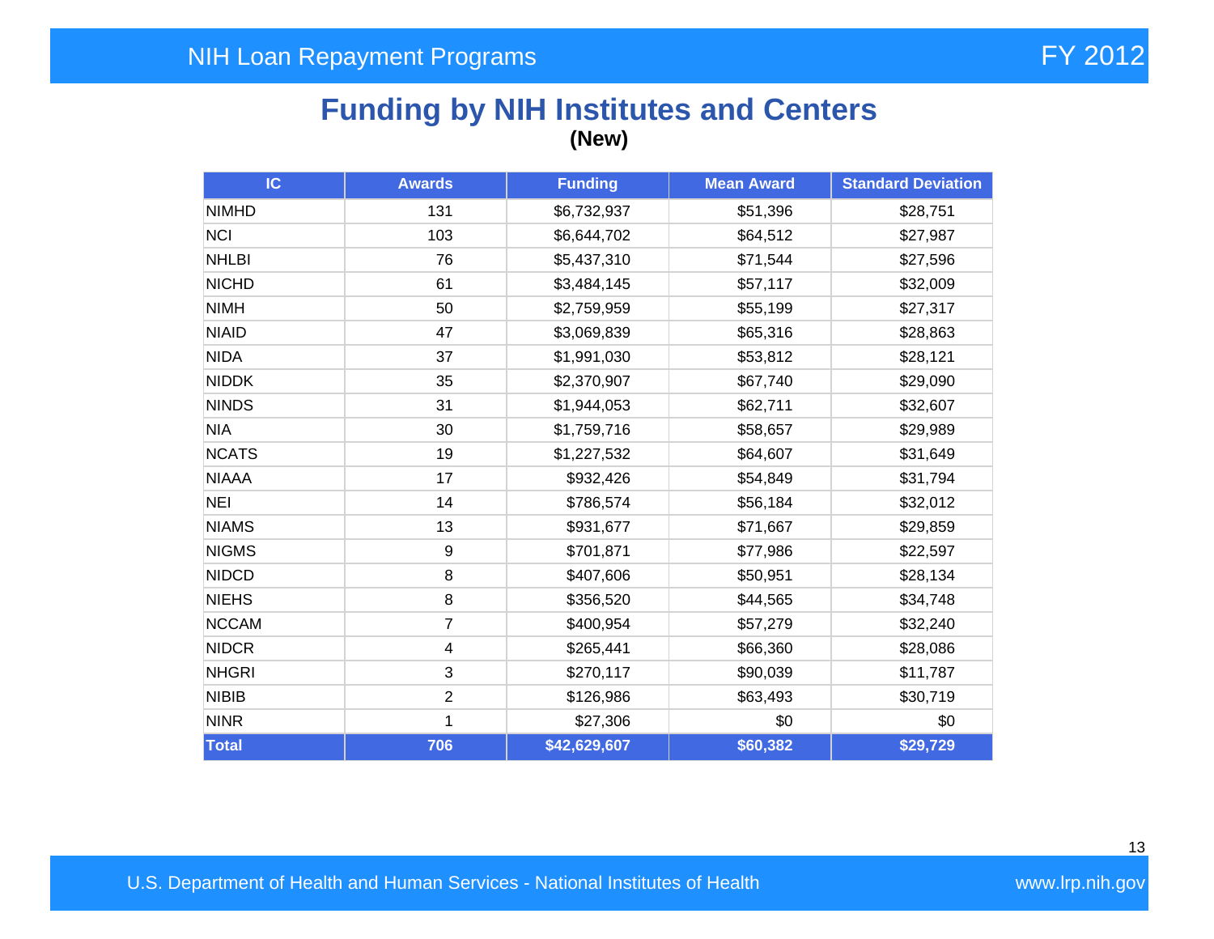# Funding by NIH Institutes and Centers

**(New)**

| IC | Awards | Funding | Mean Award | Standard Deviation |
|---|---|---|---|---|
| NIMHD | 131 | $6,732,937 | $51,396 | $28,751 |
| NCI | 103 | $6,644,702 | $64,512 | $27,987 |
| NHLBI | 76 | $5,437,310 | $71,544 | $27,596 |
| NICHD | 61 | $3,484,145 | $57,117 | $32,009 |
| NIMH | 50 | $2,759,959 | $55,199 | $27,317 |
| NIAID | 47 | $3,069,839 | $65,316 | $28,863 |
| NIDA | 37 | $1,991,030 | $53,812 | $28,121 |
| NIDDK | 35 | $2,370,907 | $67,740 | $29,090 |
| NINDS | 31 | $1,944,053 | $62,711 | $32,607 |
| NIA | 30 | $1,759,716 | $58,657 | $29,989 |
| NCATS | 19 | $1,227,532 | $64,607 | $31,649 |
| NIAAA | 17 | $932,426 | $54,849 | $31,794 |
| NEI | 14 | $786,574 | $56,184 | $32,012 |
| NIAMS | 13 | $931,677 | $71,667 | $29,859 |
| NIGMS | 9 | $701,871 | $77,986 | $22,597 |
| NIDCD | 8 | $407,606 | $50,951 | $28,134 |
| NIEHS | 8 | $356,520 | $44,565 | $34,748 |
| NCCAM | 7 | $400,954 | $57,279 | $32,240 |
| NIDCR | 4 | $265,441 | $66,360 | $28,086 |
| NHGRI | 3 | $270,117 | $90,039 | $11,787 |
| NIBIB | 2 | $126,986 | $63,493 | $30,719 |
| NINR | 1 | $27,306 | $0 | $0 |
| **Total** | **706** | **$42,629,607** | **$60,382** | **$29,729** |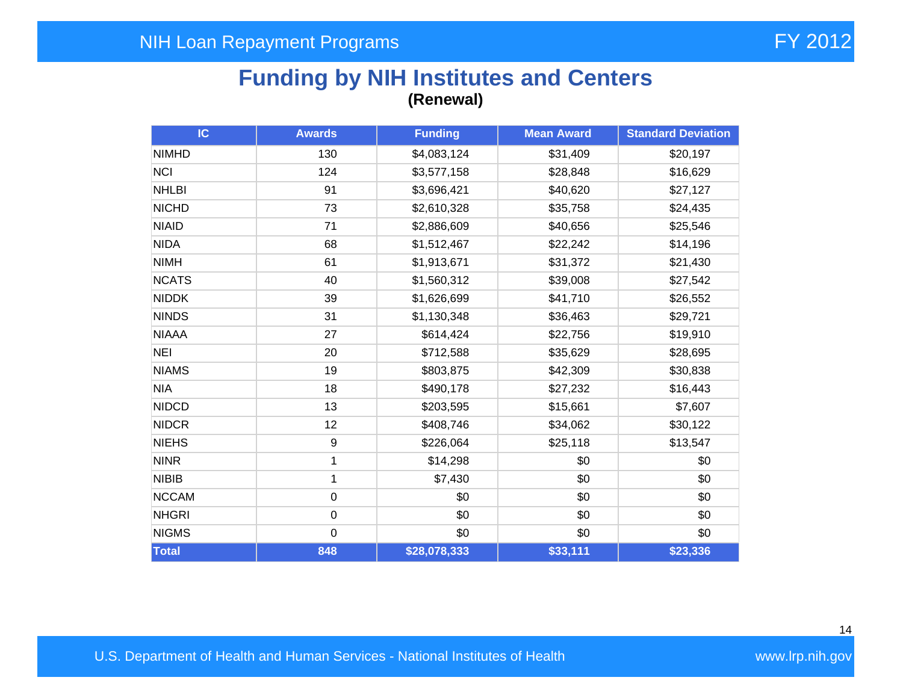# Funding by NIH Institutes and Centers

**(Renewal)**

| IC | Awards | Funding | Mean Award | Standard Deviation |
|---|---|---|---|---|
| NIMHD | 130 | $4,083,124 | $31,409 | $20,197 |
| NCI | 124 | $3,577,158 | $28,848 | $16,629 |
| NHLBI | 91 | $3,696,421 | $40,620 | $27,127 |
| NICHD | 73 | $2,610,328 | $35,758 | $24,435 |
| NIAID | 71 | $2,886,609 | $40,656 | $25,546 |
| NIDA | 68 | $1,512,467 | $22,242 | $14,196 |
| NIMH | 61 | $1,913,671 | $31,372 | $21,430 |
| NCATS | 40 | $1,560,312 | $39,008 | $27,542 |
| NIDDK | 39 | $1,626,699 | $41,710 | $26,552 |
| NINDS | 31 | $1,130,348 | $36,463 | $29,721 |
| NIAAA | 27 | $614,424 | $22,756 | $19,910 |
| NEI | 20 | $712,588 | $35,629 | $28,695 |
| NIAMS | 19 | $803,875 | $42,309 | $30,838 |
| NIA | 18 | $490,178 | $27,232 | $16,443 |
| NIDCD | 13 | $203,595 | $15,661 | $7,607 |
| NIDCR | 12 | $408,746 | $34,062 | $30,122 |
| NIEHS | 9 | $226,064 | $25,118 | $13,547 |
| NINR | 1 | $14,298 | $0 | $0 |
| NIBIB | 1 | $7,430 | $0 | $0 |
| NCCAM | 0 | $0 | $0 | $0 |
| NHGRI | 0 | $0 | $0 | $0 |
| NIGMS | 0 | $0 | $0 | $0 |
| **Total** | **848** | **$28,078,333** | **$33,111** | **$23,336** |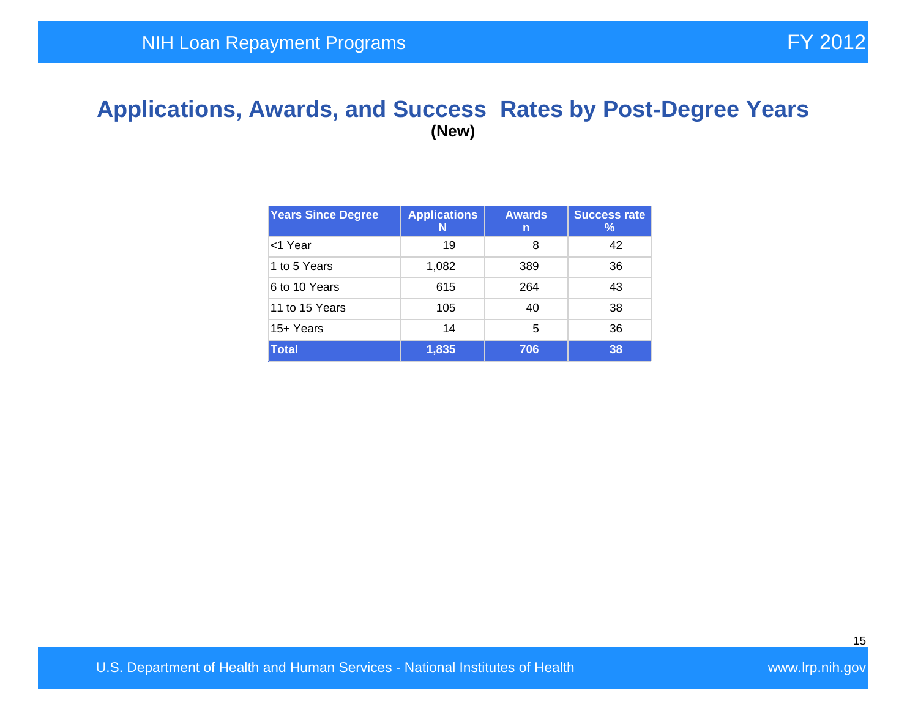# Applications, Awards, and Success Rates by Post-Degree Years

**(New)**

| Years Since Degree | Applications N | Awards n | Success rate % |
|---|---|---|---|
| <1 Year | 19 | 8 | 42 |
| 1 to 5 Years | 1,082 | 389 | 36 |
| 6 to 10 Years | 615 | 264 | 43 |
| 11 to 15 Years | 105 | 40 | 38 |
| 15+ Years | 14 | 5 | 36 |
| **Total** | **1,835** | **706** | **38** |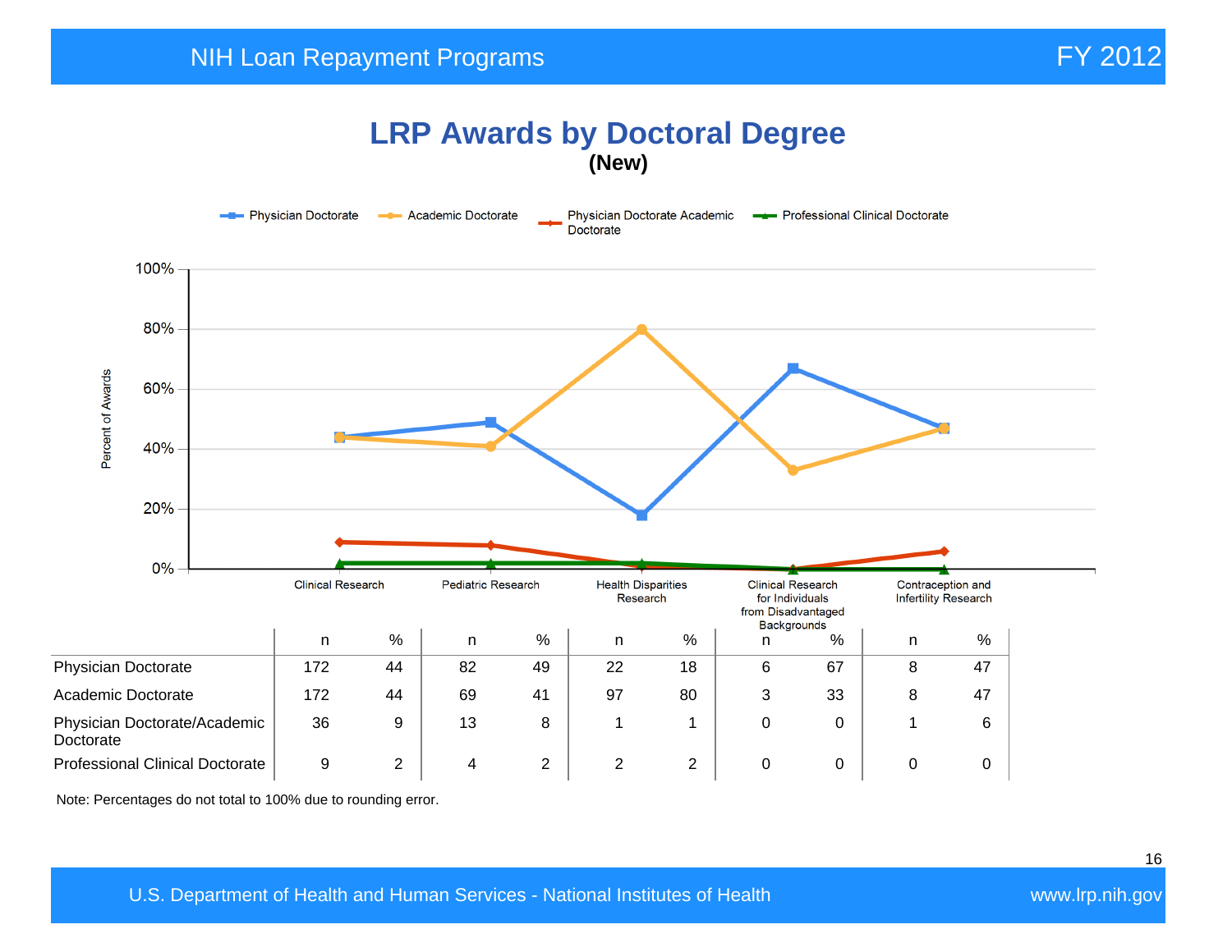# LRP Awards by Doctoral Degree

**(New)**

| | Clinical Research | | Pediatric Research | | Health Disparities Research | | Clinical Research for Individuals from Disadvantaged Backgrounds | | Contraception and Infertility Research | |
|---|---|---|---|---|---|---|---|---|---|---|
| | n | % | n | % | n | % | n | % | n | % |
| Physician Doctorate | 172 | 44 | 82 | 49 | 22 | 18 | 6 | 67 | 8 | 47 |
| Academic Doctorate | 172 | 44 | 69 | 41 | 97 | 80 | 3 | 33 | 8 | 47 |
| Physician Doctorate/Academic Doctorate | 36 | 9 | 13 | 8 | 1 | 1 | 0 | 0 | 1 | 6 |
| Professional Clinical Doctorate | 9 | 2 | 4 | 2 | 2 | 2 | 0 | 0 | 0 | 0 |

Note: Percentages do not total to 100% due to rounding error.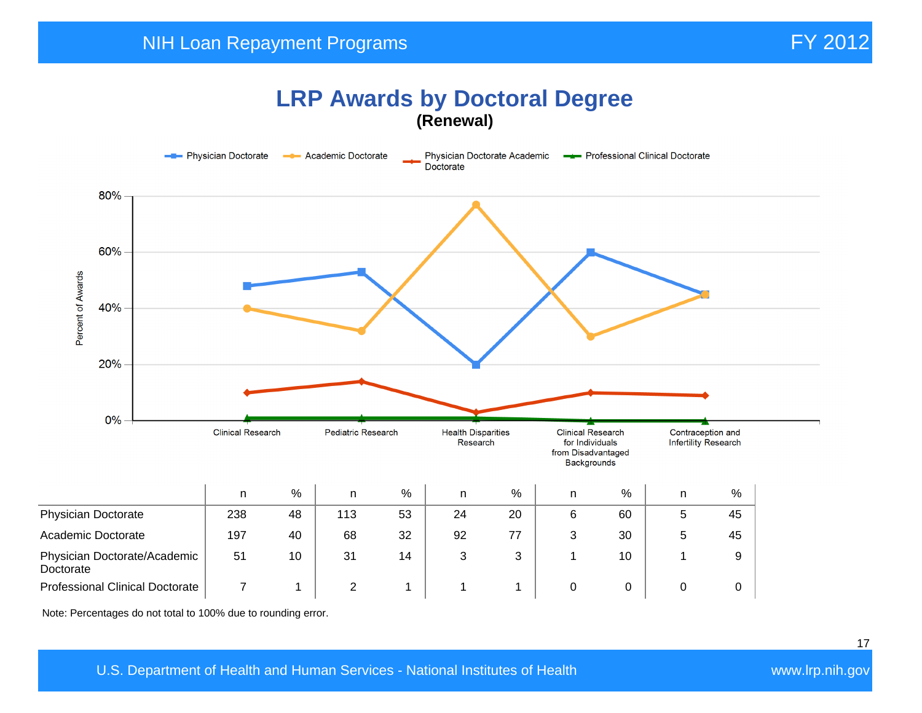# LRP Awards by Doctoral Degree

**(Renewal)**

| | Clinical Research | | Pediatric Research | | Health Disparities Research | | Clinical Research for Individuals from Disadvantaged Backgrounds | | Contraception and Infertility Research | |
|---|---|---|---|---|---|---|---|---|---|---|
| | n | % | n | % | n | % | n | % | n | % |
| Physician Doctorate | 238 | 48 | 113 | 53 | 24 | 20 | 6 | 60 | 5 | 45 |
| Academic Doctorate | 197 | 40 | 68 | 32 | 92 | 77 | 3 | 30 | 5 | 45 |
| Physician Doctorate/Academic Doctorate | 51 | 10 | 31 | 14 | 3 | 3 | 1 | 10 | 1 | 9 |
| Professional Clinical Doctorate | 7 | 1 | 2 | 1 | 1 | 1 | 0 | 0 | 0 | 0 |

Note: Percentages do not total to 100% due to rounding error.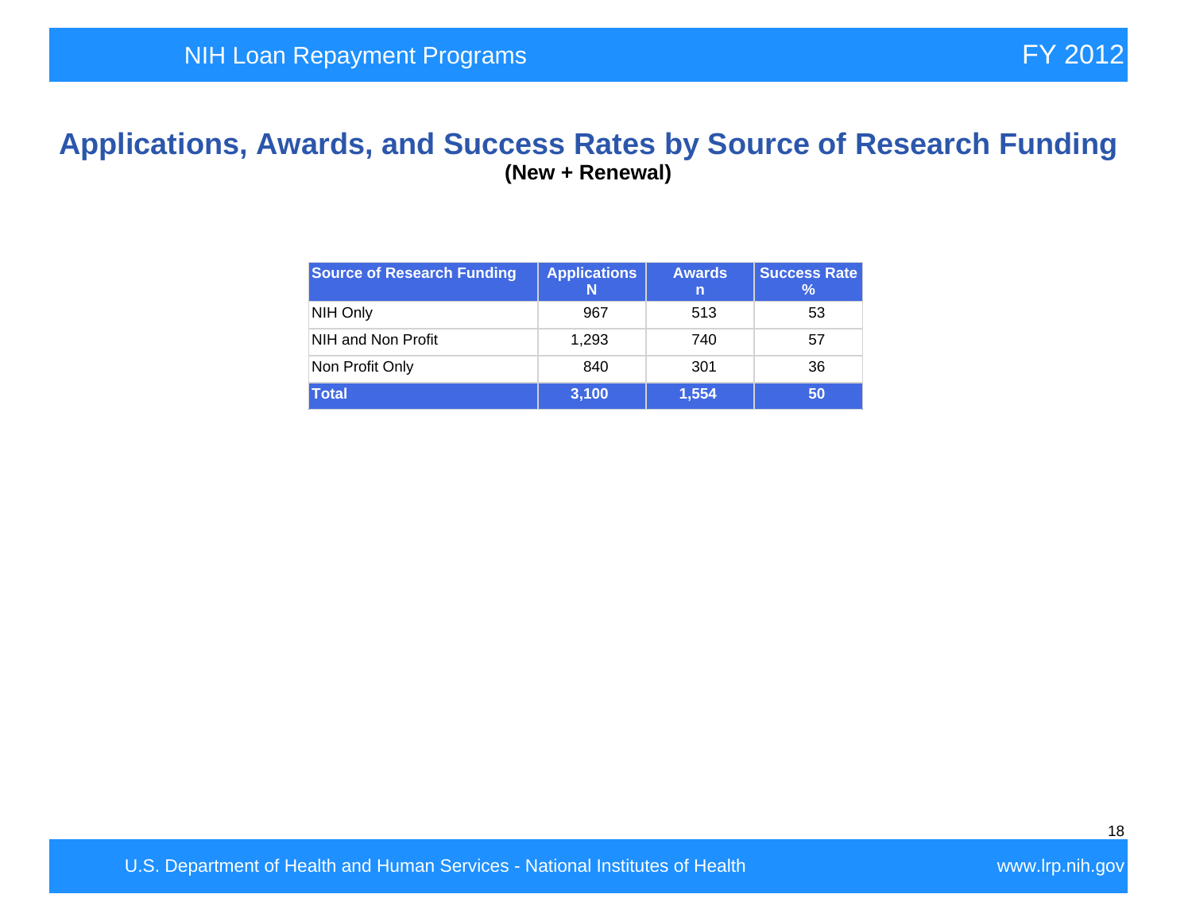# Applications, Awards, and Success Rates by Source of Research Funding

**(New + Renewal)**

| Source of Research Funding | Applications N | Awards n | Success Rate % |
|---|---|---|---|
| NIH Only | 967 | 513 | 53 |
| NIH and Non Profit | 1,293 | 740 | 57 |
| Non Profit Only | 840 | 301 | 36 |
| **Total** | **3,100** | **1,554** | **50** |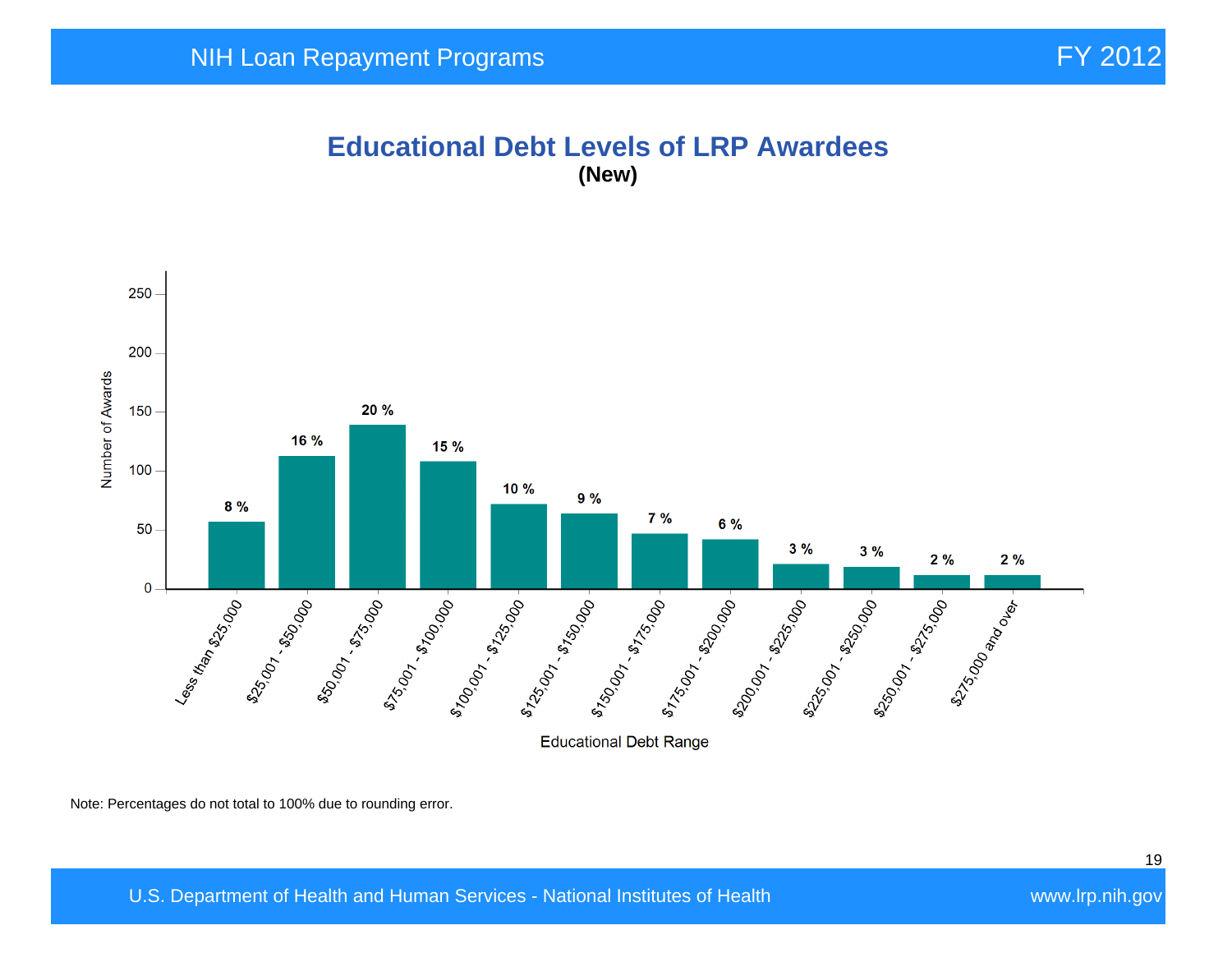# Educational Debt Levels of LRP Awardees

**(New)**

| Educational Debt Range | Percentage |
|---|---|
| Less than $25,000 | 8 % |
| $25,001 - $50,000 | 16 % |
| $50,001 - $75,000 | 20 % |
| $75,001 - $100,000 | 15 % |
| $100,001 - $125,000 | 10 % |
| $125,001 - $150,000 | 9 % |
| $150,001 - $175,000 | 7 % |
| $175,001 - $200,000 | 6 % |
| $200,001 - $225,000 | 3 % |
| $225,001 - $250,000 | 3 % |
| $250,001 - $275,000 | 2 % |
| $275,000 and over | 2 % |

Note: Percentages do not total to 100% due to rounding error.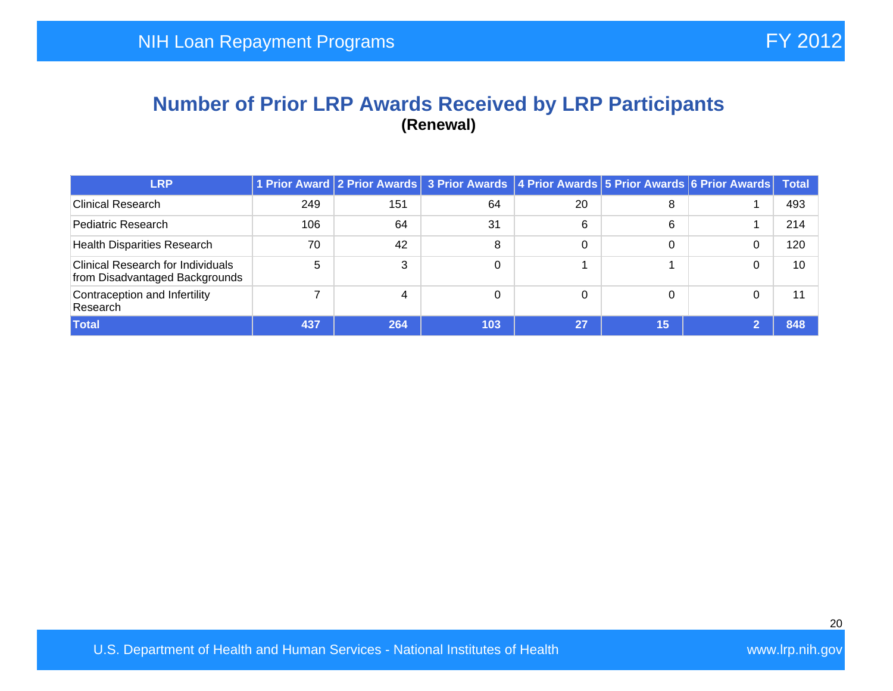## Number of Prior LRP Awards Received by LRP Participants

**(Renewal)**

| LRP | 1 Prior Award | 2 Prior Awards | 3 Prior Awards | 4 Prior Awards | 5 Prior Awards | 6 Prior Awards | Total |
|---|---|---|---|---|---|---|---|
| Clinical Research | 249 | 151 | 64 | 20 | 8 | 1 | 493 |
| Pediatric Research | 106 | 64 | 31 | 6 | 6 | 1 | 214 |
| Health Disparities Research | 70 | 42 | 8 | 0 | 0 | 0 | 120 |
| Clinical Research for Individuals from Disadvantaged Backgrounds | 5 | 3 | 0 | 1 | 1 | 0 | 10 |
| Contraception and Infertility Research | 7 | 4 | 0 | 0 | 0 | 0 | 11 |
| **Total** | **437** | **264** | **103** | **27** | **15** | **2** | **848** |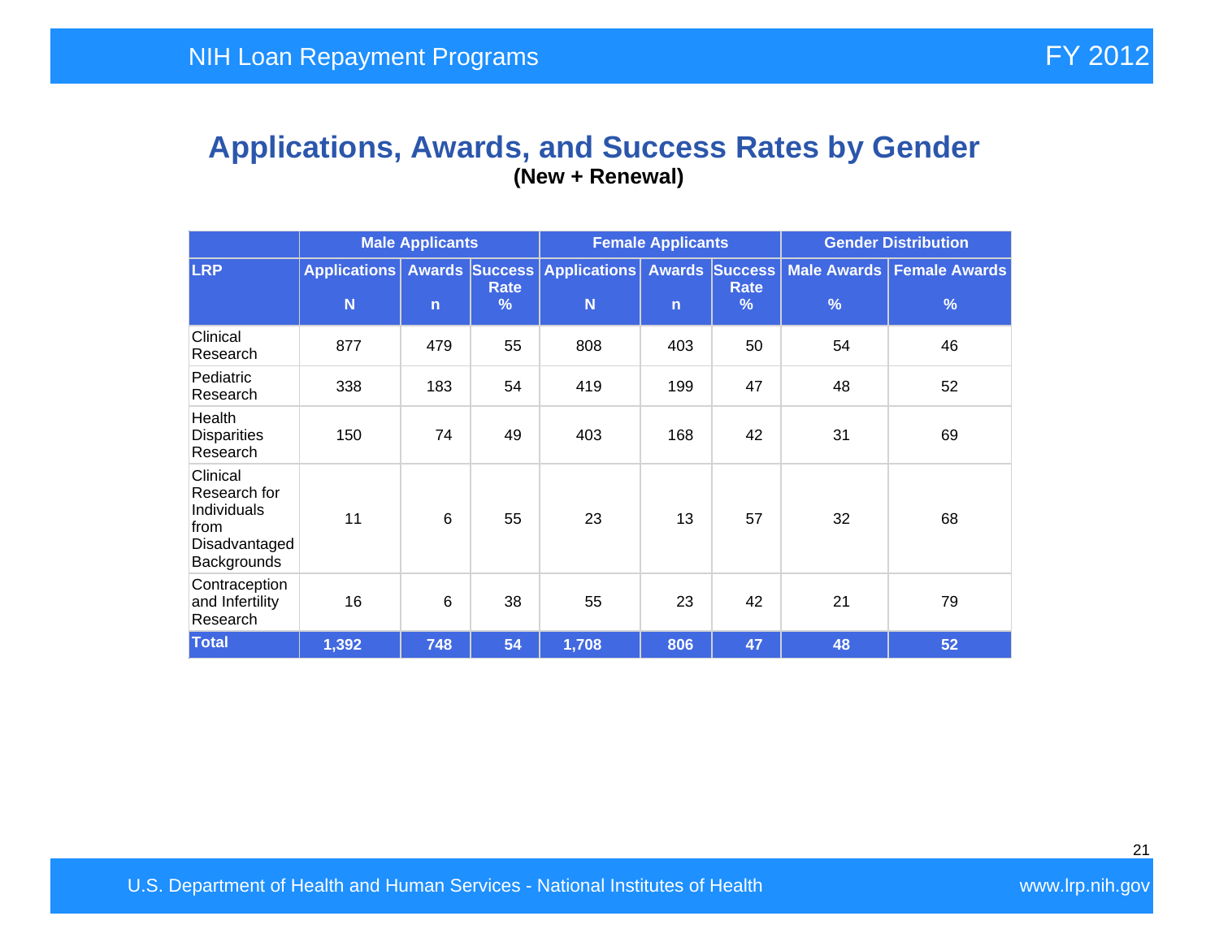# Applications, Awards, and Success Rates by Gender

**(New + Renewal)**

| | Male Applicants | | | Female Applicants | | | Gender Distribution | |
|---|---|---|---|---|---|---|---|---|
| **LRP** | **Applications N** | **Awards n** | **Success Rate %** | **Applications N** | **Awards n** | **Success Rate %** | **Male Awards %** | **Female Awards %** |
| Clinical Research | 877 | 479 | 55 | 808 | 403 | 50 | 54 | 46 |
| Pediatric Research | 338 | 183 | 54 | 419 | 199 | 47 | 48 | 52 |
| Health Disparities Research | 150 | 74 | 49 | 403 | 168 | 42 | 31 | 69 |
| Clinical Research for Individuals from Disadvantaged Backgrounds | 11 | 6 | 55 | 23 | 13 | 57 | 32 | 68 |
| Contraception and Infertility Research | 16 | 6 | 38 | 55 | 23 | 42 | 21 | 79 |
| **Total** | **1,392** | **748** | **54** | **1,708** | **806** | **47** | **48** | **52** |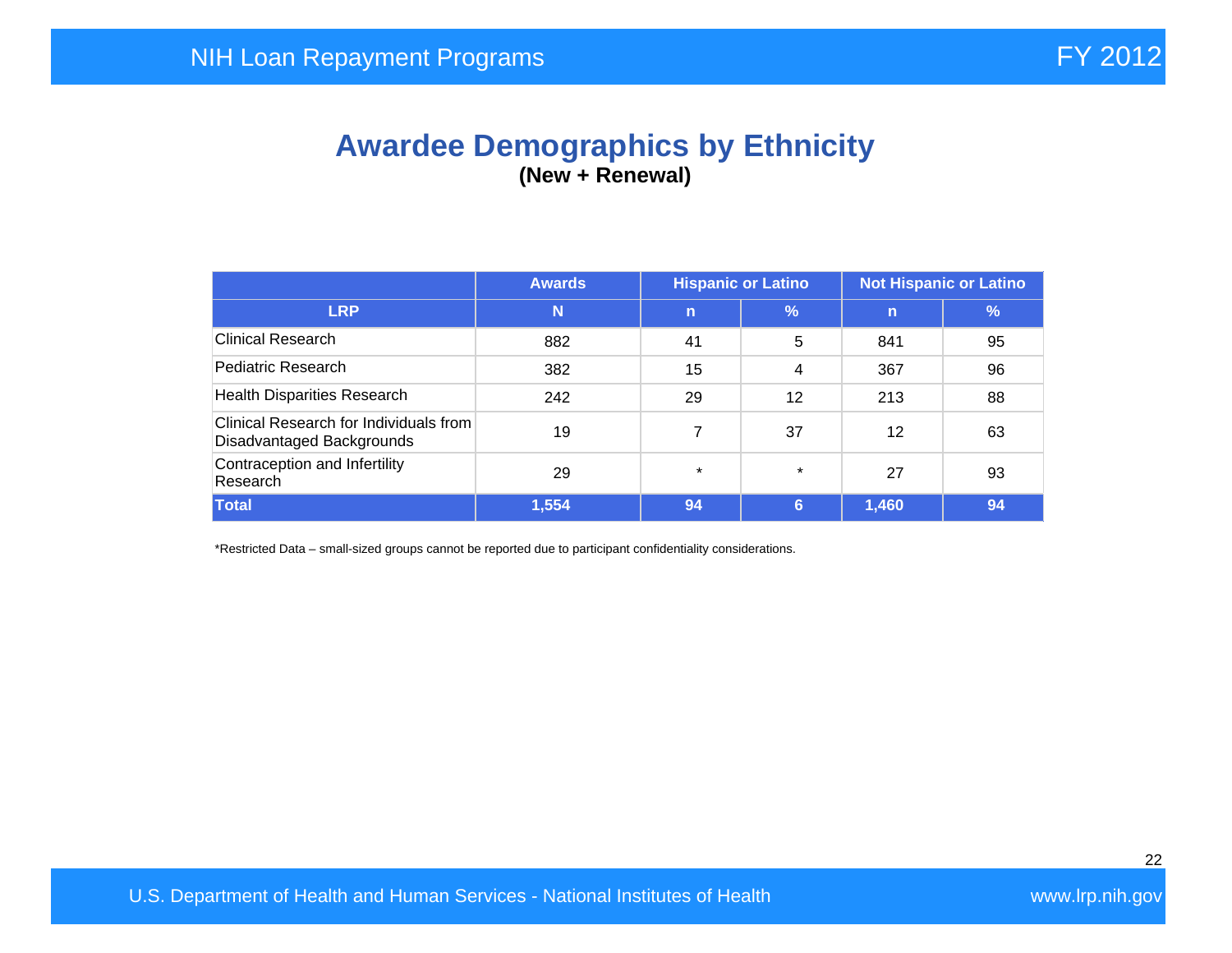# Awardee Demographics by Ethnicity

**(New + Renewal)**

| | Awards | Hispanic or Latino | | Not Hispanic or Latino | |
|---|---|---|---|---|---|
| **LRP** | **N** | **n** | **%** | **n** | **%** |
| Clinical Research | 882 | 41 | 5 | 841 | 95 |
| Pediatric Research | 382 | 15 | 4 | 367 | 96 |
| Health Disparities Research | 242 | 29 | 12 | 213 | 88 |
| Clinical Research for Individuals from Disadvantaged Backgrounds | 19 | 7 | 37 | 12 | 63 |
| Contraception and Infertility Research | 29 | * | * | 27 | 93 |
| **Total** | **1,554** | **94** | **6** | **1,460** | **94** |

*Restricted Data – small-sized groups cannot be reported due to participant confidentiality considerations.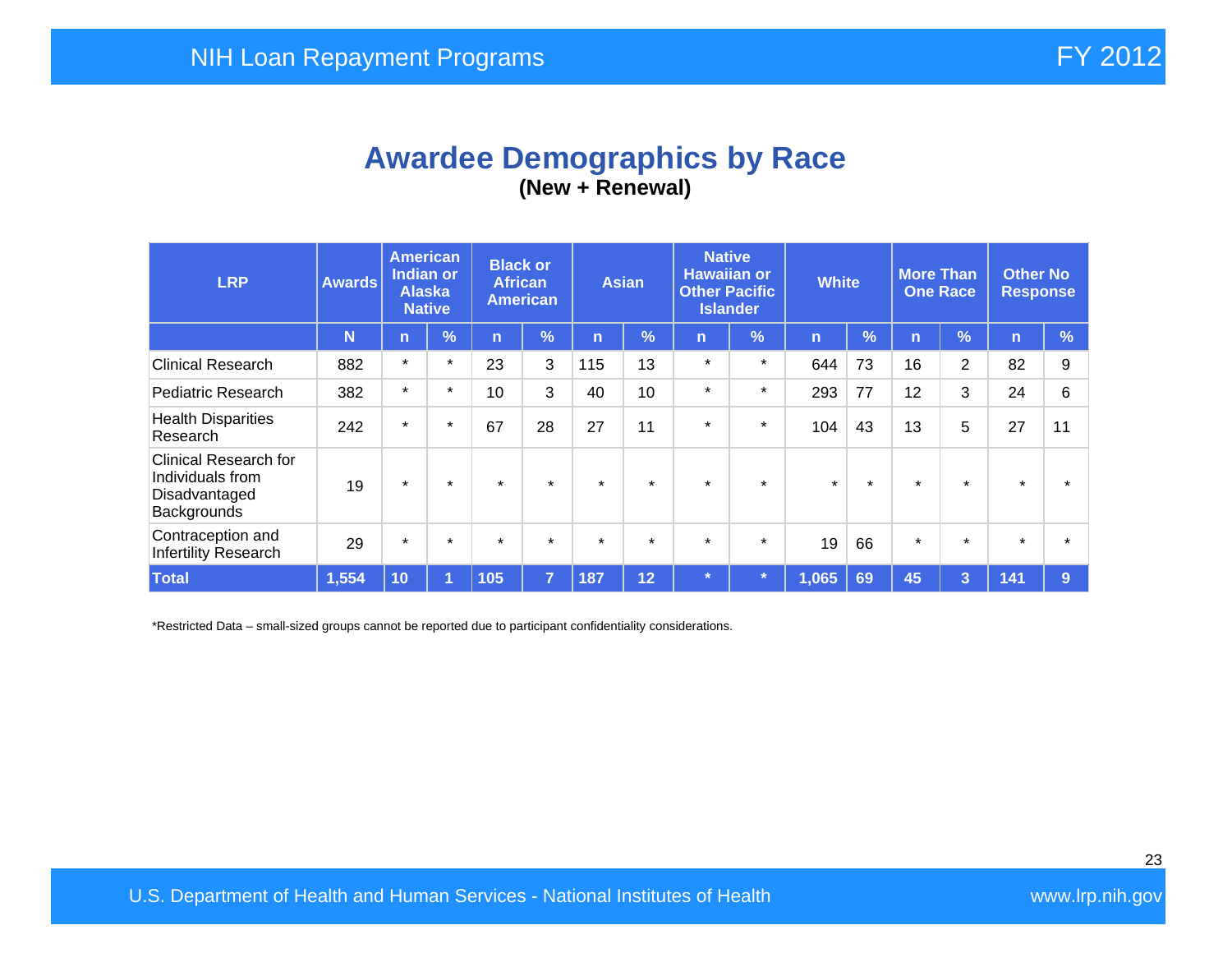# Awardee Demographics by Race

**(New + Renewal)**

| LRP | Awards | American Indian or Alaska Native | | Black or African American | | Asian | | Native Hawaiian or Other Pacific Islander | | White | | More Than One Race | | Other No Response | |
|---|---|---|---|---|---|---|---|---|---|---|---|---|---|---|---|
| | N | n | % | n | % | n | % | n | % | n | % | n | % | n | % |
| Clinical Research | 882 | * | * | 23 | 3 | 115 | 13 | * | * | 644 | 73 | 16 | 2 | 82 | 9 |
| Pediatric Research | 382 | * | * | 10 | 3 | 40 | 10 | * | * | 293 | 77 | 12 | 3 | 24 | 6 |
| Health Disparities Research | 242 | * | * | 67 | 28 | 27 | 11 | * | * | 104 | 43 | 13 | 5 | 27 | 11 |
| Clinical Research for Individuals from Disadvantaged Backgrounds | 19 | * | * | * | * | * | * | * | * | * | * | * | * | * | * |
| Contraception and Infertility Research | 29 | * | * | * | * | * | * | * | * | 19 | 66 | * | * | * | * |
| **Total** | **1,554** | **10** | **1** | **105** | **7** | **187** | **12** | * | * | **1,065** | **69** | **45** | **3** | **141** | **9** |

*Restricted Data – small-sized groups cannot be reported due to participant confidentiality considerations.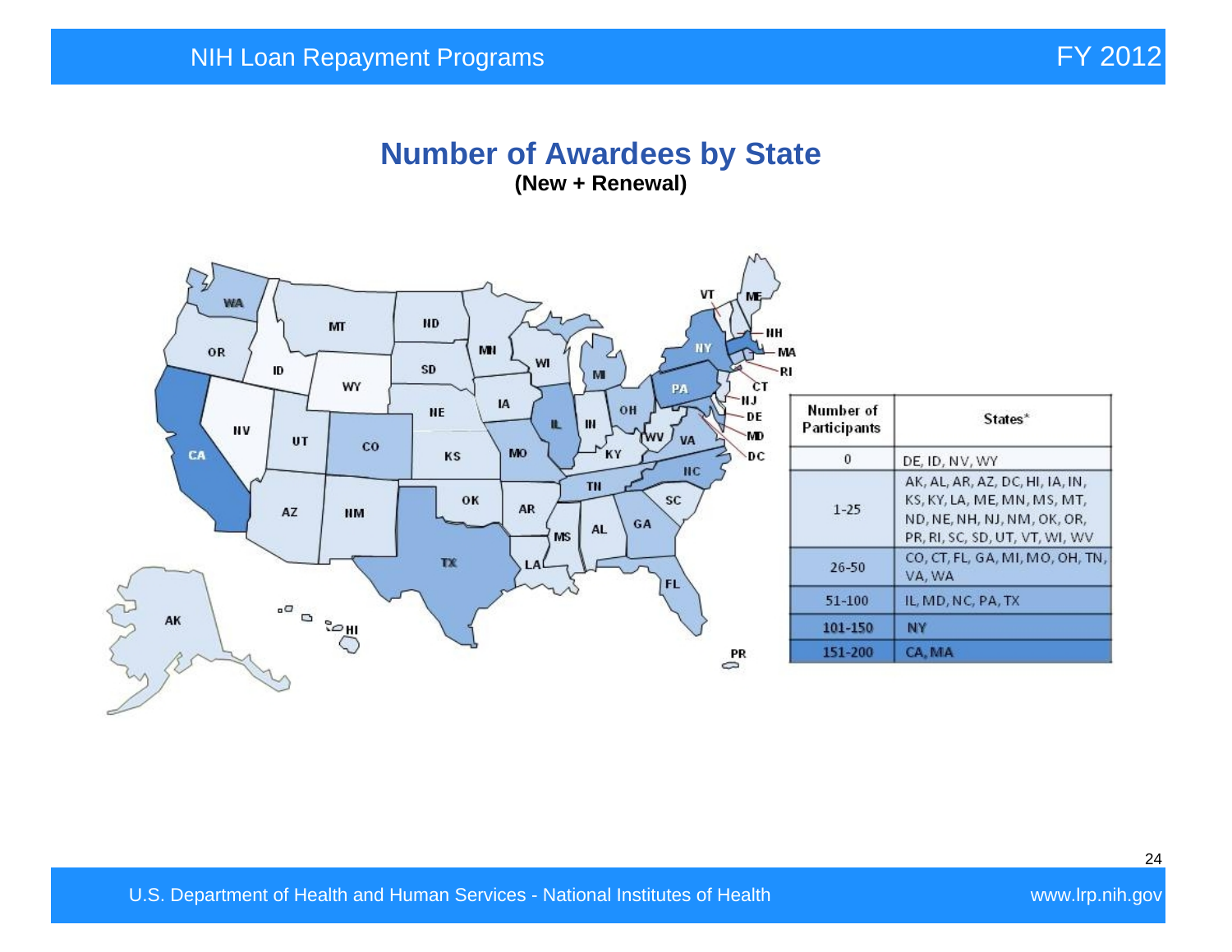# Number of Awardees by State

**(New + Renewal)**

| Number of Participants | States* |
|---|---|
| 0 | DE, ID, NV, WY |
| 1-25 | AK, AL, AR, AZ, DC, HI, IA, IN, KS, KY, LA, ME, MN, MS, MT, ND, NE, NH, NJ, NM, OK, OR, PR, RI, SC, SD, UT, VT, WI, WV |
| 26-50 | CO, CT, FL, GA, MI, MO, OH, TN, VA, WA |
| 51-100 | IL, MD, NC, PA, TX |
| 101-150 | NY |
| 151-200 | CA, MA |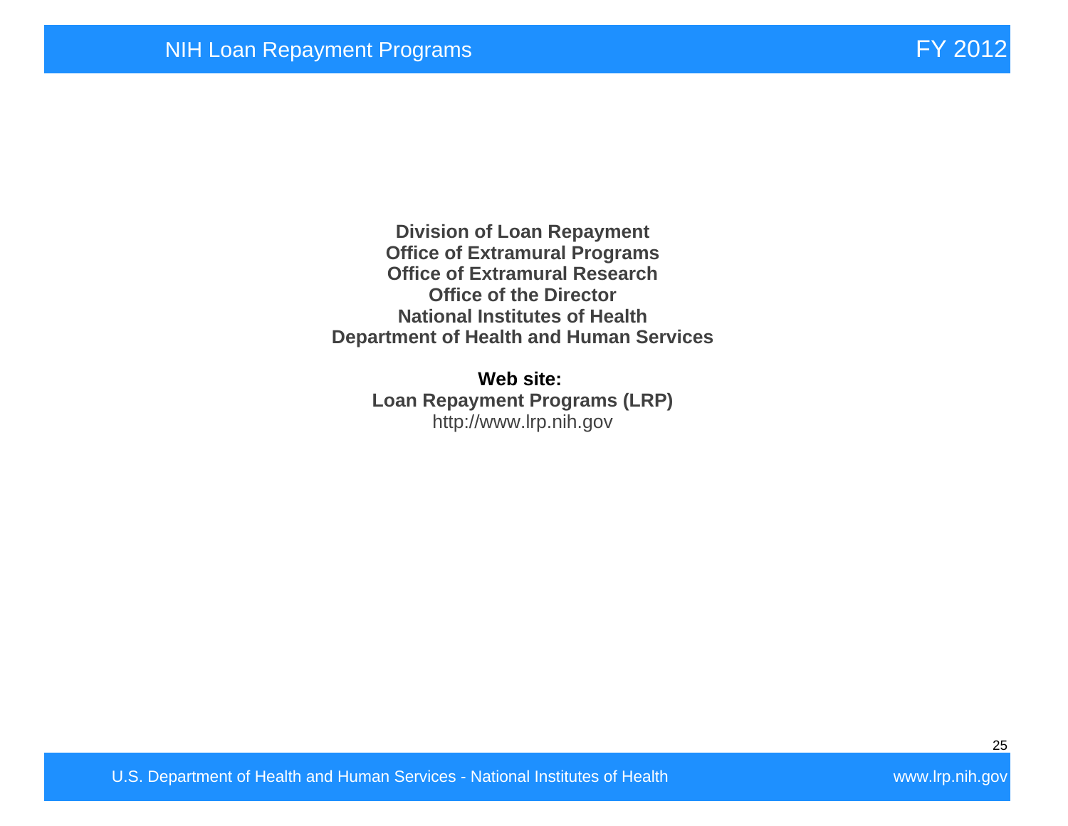**Division of Loan Repayment**
**Office of Extramural Programs**
**Office of Extramural Research**
**Office of the Director**
**National Institutes of Health**
**Department of Health and Human Services**

**Web site:**
**Loan Repayment Programs (LRP)**
http://www.lrp.nih.gov